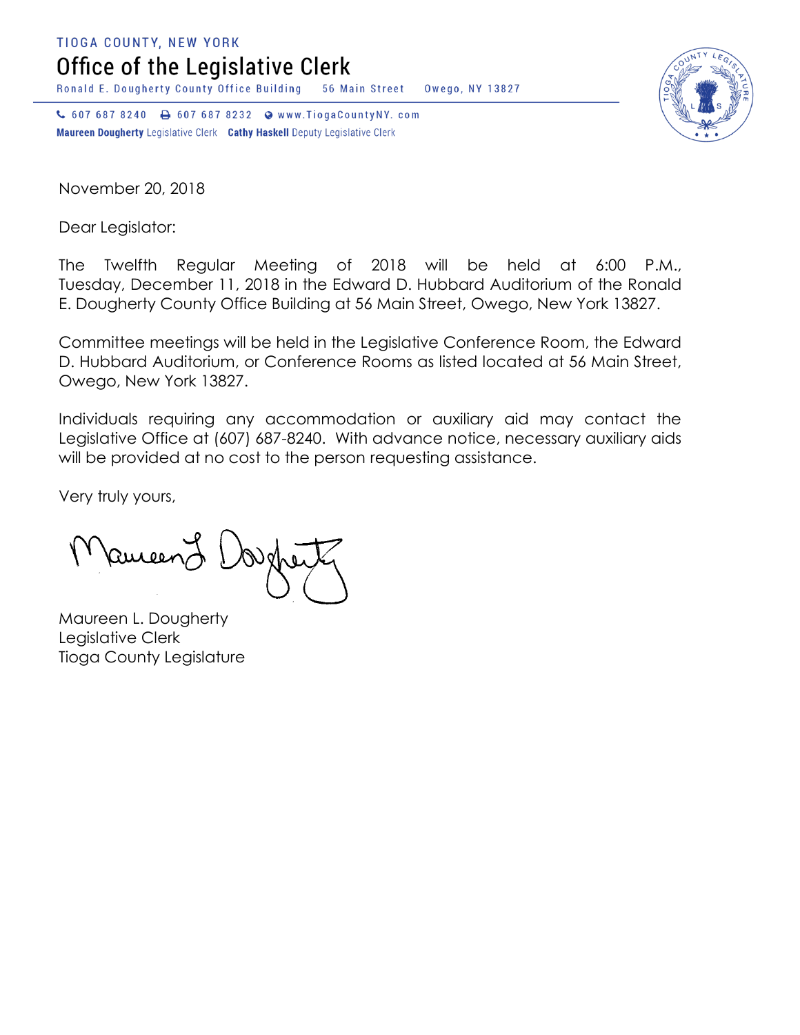TIOGA COUNTY, NEW YORK

# Office of the Legislative Clerk

Ronald E. Dougherty County Office Building    56 Main Street    Owego, NY 13827

607 687 8240    607 687 8232    www.TiogaCountyNY. com

**Maureen Dougherty** Legislative Clerk    **Cathy Haskell** Deputy Legislative Clerk

November 20, 2018

Dear Legislator:

The Twelfth Regular Meeting of 2018 will be held at 6:00 P.M., Tuesday, December 11, 2018 in the Edward D. Hubbard Auditorium of the Ronald E. Dougherty County Office Building at 56 Main Street, Owego, New York 13827.

Committee meetings will be held in the Legislative Conference Room, the Edward D. Hubbard Auditorium, or Conference Rooms as listed located at 56 Main Street, Owego, New York 13827.

Individuals requiring any accommodation or auxiliary aid may contact the Legislative Office at (607) 687-8240. With advance notice, necessary auxiliary aids will be provided at no cost to the person requesting assistance.

Very truly yours,

Maureen L. Dougherty
Legislative Clerk
Tioga County Legislature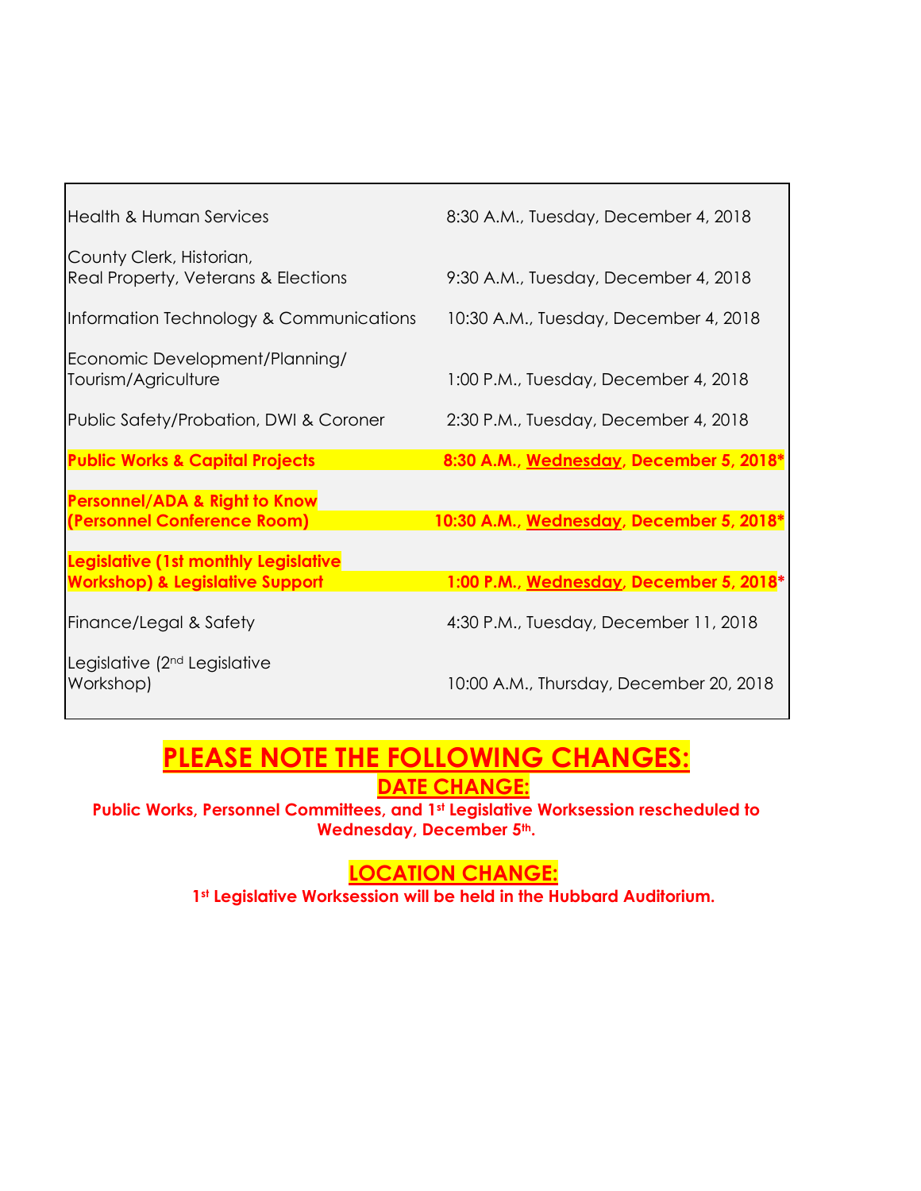| | |
|---|---|
| Health & Human Services | 8:30 A.M., Tuesday, December 4, 2018 |
| County Clerk, Historian, Real Property, Veterans & Elections | 9:30 A.M., Tuesday, December 4, 2018 |
| Information Technology & Communications | 10:30 A.M., Tuesday, December 4, 2018 |
| Economic Development/Planning/ Tourism/Agriculture | 1:00 P.M., Tuesday, December 4, 2018 |
| Public Safety/Probation, DWI & Coroner | 2:30 P.M., Tuesday, December 4, 2018 |
| **Public Works & Capital Projects** | **8:30 A.M., Wednesday, December 5, 2018*** |
| **Personnel/ADA & Right to Know (Personnel Conference Room)** | **10:30 A.M., Wednesday, December 5, 2018*** |
| **Legislative (1st monthly Legislative Workshop) & Legislative Support** | **1:00 P.M., Wednesday, December 5, 2018*** |
| Finance/Legal & Safety | 4:30 P.M., Tuesday, December 11, 2018 |
| Legislative (2nd Legislative Workshop) | 10:00 A.M., Thursday, December 20, 2018 |

# PLEASE NOTE THE FOLLOWING CHANGES:

## DATE CHANGE:

**Public Works, Personnel Committees, and 1st Legislative Worksession rescheduled to Wednesday, December 5th.**

## LOCATION CHANGE:

**1st Legislative Worksession will be held in the Hubbard Auditorium.**